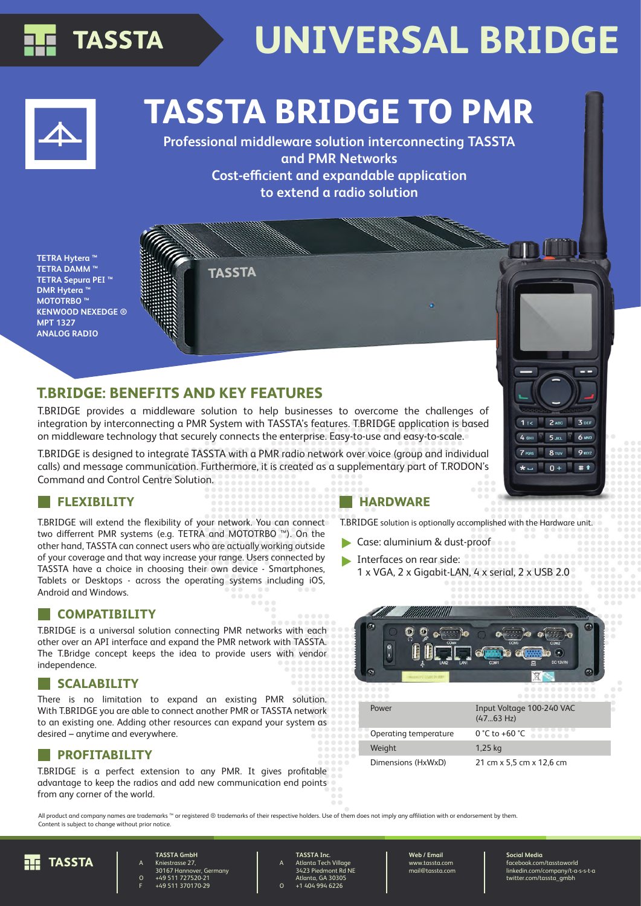# UNIVERSAL BRIDGE

# TASSTA BRIDGE TO PMR

**Professional middleware solution interconnecting TASSTA and PMR Networks**
**Cost-efficient and expandable application to extend a radio solution**

**TETRA Hytera ™**
**TETRA DAMM ™**
**TETRA Sepura PEI ™**
**DMR Hytera ™**
**MOTOTRBO ™**
**KENWOOD NEXEDGE ®**
**MPT 1327**
**ANALOG RADIO**

## T.BRIDGE: BENEFITS AND KEY FEATURES

T.BRIDGE provides a middleware solution to help businesses to overcome the challenges of integration by interconnecting a PMR System with TASSTA's features. T.BRIDGE application is based on middleware technology that securely connects the enterprise. Easy-to-use and easy-to-scale.

T.BRIDGE is designed to integrate TASSTA with a PMR radio network over voice (group and individual calls) and message communication. Furthermore, it is created as a supplementary part of T.RODON's Command and Control Centre Solution.

### FLEXIBILITY

T.BRIDGE will extend the flexibility of your network. You can connect two different PMR systems (e.g. TETRA and MOTOTRBO ™). On the other hand, TASSTA can connect users who are actually working outside of your coverage and that way increase your range. Users connected by TASSTA have a choice in choosing their own device - Smartphones, Tablets or Desktops - across the operating systems including iOS, Android and Windows.

### COMPATIBILITY

T.BRIDGE is a universal solution connecting PMR networks with each other over an API interface and expand the PMR network with TASSTA. The T.Bridge concept keeps the idea to provide users with vendor independence.

### SCALABILITY

There is no limitation to expand an existing PMR solution. With T.BRIDGE you are able to connect another PMR or TASSTA network to an existing one. Adding other resources can expand your system as desired – anytime and everywhere.

### PROFITABILITY

T.BRIDGE is a perfect extension to any PMR. It gives profitable advantage to keep the radios and add new communication end points from any corner of the world.

### HARDWARE

T.BRIDGE solution is optionally accomplished with the Hardware unit.

- Case: aluminium & dust-proof
- Interfaces on rear side:
  1 x VGA, 2 x Gigabit-LAN, 4 x serial, 2 x USB 2.0

| Power | Input Voltage 100-240 VAC (47...63 Hz) |
|---|---|
| Operating temperature | 0 °C to +60 °C |
| Weight | 1,25 kg |
| Dimensions (HxWxD) | 21 cm x 5,5 cm x 12,6 cm |

All product and company names are trademarks ™ or registered ® trademarks of their respective holders. Use of them does not imply any affiliation with or endorsement by them. Content is subject to change without prior notice.

**TASSTA GmbH**
A Kniestrasse 27, 30167 Hannover, Germany
O +49 511 727520-21
F +49 511 370170-29

**TASSTA Inc.**
A Atlanta Tech Village 3423 Piedmont Rd NE Atlanta, GA 30305
O +1 404 994 6226

**Web / Email**
www.tassta.com
mail@tassta.com

**Social Media**
facebook.com/tasstaworld
linkedin.com/company/t-a-s-s-t-a
twitter.com/tassta_gmbh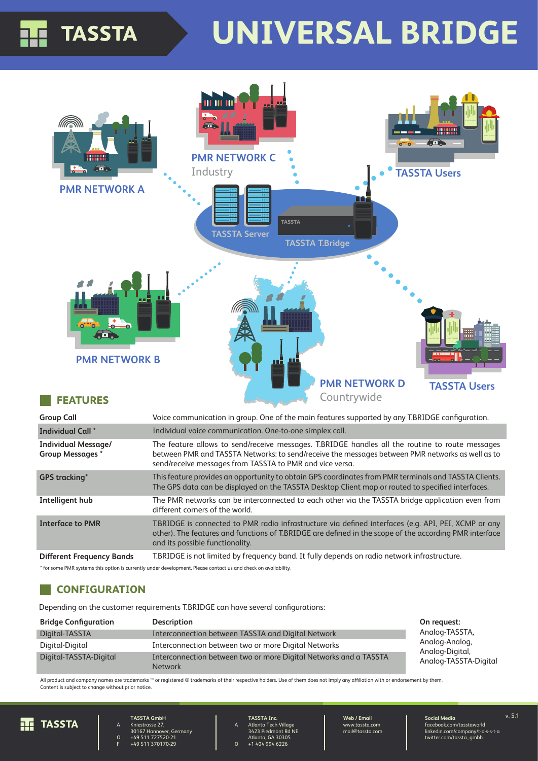# UNIVERSAL BRIDGE

PMR NETWORK A

PMR NETWORK C
Industry

TASSTA Users

TASSTA Server

TASSTA T.Bridge

PMR NETWORK B

PMR NETWORK D
Countrywide

TASSTA Users

## FEATURES

| | |
|---|---|
| **Group Call** | Voice communication in group. One of the main features supported by any T.BRIDGE configuration. |
| **Individual Call** * | Individual voice communication. One-to-one simplex call. |
| **Individual Message/ Group Messages** * | The feature allows to send/receive messages. T.BRIDGE handles all the routine to route messages between PMR and TASSTA Networks: to send/receive the messages between PMR networks as well as to send/receive messages from TASSTA to PMR and vice versa. |
| **GPS tracking*** | This feature provides an opportunity to obtain GPS coordinates from PMR terminals and TASSTA Clients. The GPS data can be displayed on the TASSTA Desktop Client map or routed to specified interfaces. |
| **Intelligent hub** | The PMR networks can be interconnected to each other via the TASSTA bridge application even from different corners of the world. |
| **Interface to PMR** | T.BRIDGE is connected to PMR radio infrastructure via defined interfaces (e.g. API, PEI, XCMP or any other). The features and functions of T.BRIDGE are defined in the scope of the according PMR interface and its possible functionality. |
| **Different Frequency Bands** | T.BRIDGE is not limited by frequency band. It fully depends on radio network infrastructure. |

* for some PMR systems this option is currently under development. Please contact us and check on availability.

## CONFIGURATION

Depending on the customer requirements T.BRIDGE can have several configurations:

| Bridge Configuration | Description |
|---|---|
| Digital-TASSTA | Interconnection between TASSTA and Digital Network |
| Digital-Digital | Interconnection between two or more Digital Networks |
| Digital-TASSTA-Digital | Interconnection between two or more Digital Networks and a TASSTA Network |

**On request:**
Analog-TASSTA,
Analog-Analog,
Analog-Digital,
Analog-TASSTA-Digital

All product and company names are trademarks ™ or registered ® trademarks of their respective holders. Use of them does not imply any affiliation with or endorsement by them.
Content is subject to change without prior notice.

TASSTA

**TASSTA GmbH**
A Kniestrasse 27,
30167 Hannover, Germany
O +49 511 727520-21
F +49 511 370170-29

**TASSTA Inc.**
A Atlanta Tech Village
3423 Piedmont Rd NE
Atlanta, GA 30305
O +1 404 994 6226

**Web / Email**
www.tassta.com
mail@tassta.com

**Social Media**
facebook.com/tasstaworld
linkedin.com/company/t-a-s-s-t-a
twitter.com/tassta_gmbh

v. 5.1